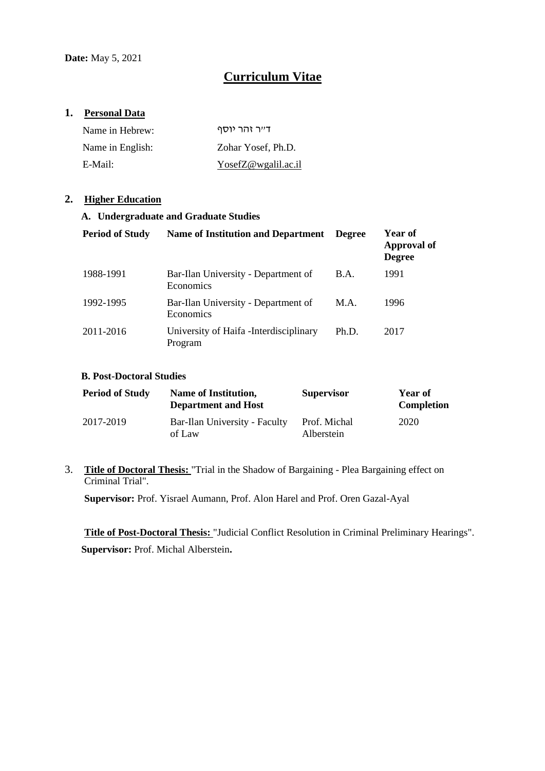**Date:** May 5, 2021

# Curriculum Vitae

## 1. Personal Data

| | |
|---|---|
| Name in Hebrew: | ד"ר זהר יוסף |
| Name in English: | Zohar Yosef, Ph.D. |
| E-Mail: | YosefZ@wgalil.ac.il |

## 2. Higher Education

### A. Undergraduate and Graduate Studies

| Period of Study | Name of Institution and Department | Degree | Year of Approval of Degree |
|---|---|---|---|
| 1988-1991 | Bar-Ilan University - Department of Economics | B.A. | 1991 |
| 1992-1995 | Bar-Ilan University - Department of Economics | M.A. | 1996 |
| 2011-2016 | University of Haifa -Interdisciplinary Program | Ph.D. | 2017 |

### B. Post-Doctoral Studies

| Period of Study | Name of Institution, Department and Host | Supervisor | Year of Completion |
|---|---|---|---|
| 2017-2019 | Bar-Ilan University - Faculty of Law | Prof. Michal Alberstein | 2020 |

3. **Title of Doctoral Thesis:** "Trial in the Shadow of Bargaining - Plea Bargaining effect on Criminal Trial".

**Supervisor:** Prof. Yisrael Aumann, Prof. Alon Harel and Prof. Oren Gazal-Ayal

**Title of Post-Doctoral Thesis:** "Judicial Conflict Resolution in Criminal Preliminary Hearings".

**Supervisor:** Prof. Michal Alberstein**.**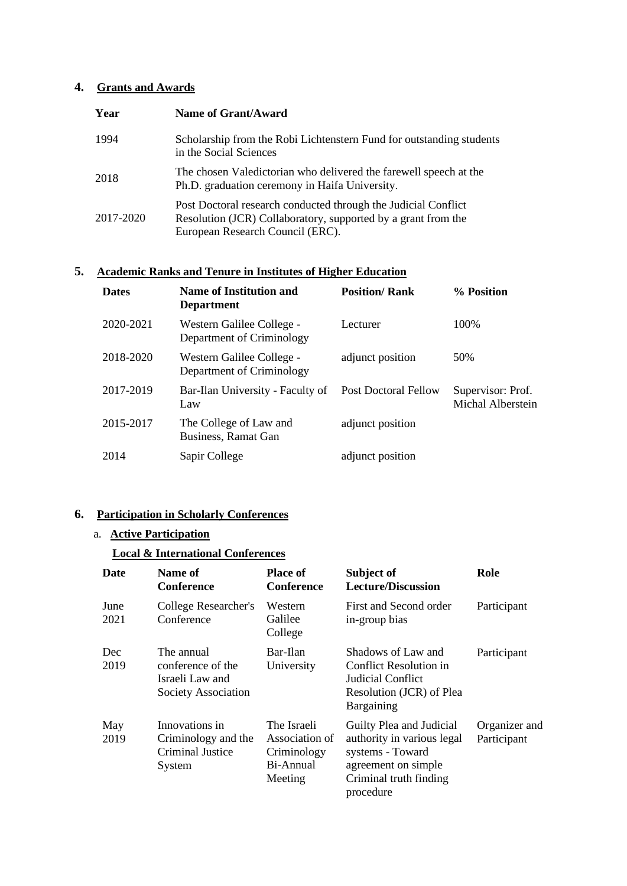## 4. Grants and Awards

| Year | Name of Grant/Award |
|---|---|
| 1994 | Scholarship from the Robi Lichtenstern Fund for outstanding students in the Social Sciences |
| 2018 | The chosen Valedictorian who delivered the farewell speech at the Ph.D. graduation ceremony in Haifa University. |
| 2017-2020 | Post Doctoral research conducted through the Judicial Conflict Resolution (JCR) Collaboratory, supported by a grant from the European Research Council (ERC). |

## 5. Academic Ranks and Tenure in Institutes of Higher Education

| Dates | Name of Institution and Department | Position/ Rank | % Position |
|---|---|---|---|
| 2020-2021 | Western Galilee College - Department of Criminology | Lecturer | 100% |
| 2018-2020 | Western Galilee College - Department of Criminology | adjunct position | 50% |
| 2017-2019 | Bar-Ilan University - Faculty of Law | Post Doctoral Fellow | Supervisor: Prof. Michal Alberstein |
| 2015-2017 | The College of Law and Business, Ramat Gan | adjunct position | |
| 2014 | Sapir College | adjunct position | |

## 6. Participation in Scholarly Conferences

### a. Active Participation

**Local & International Conferences**

| Date | Name of Conference | Place of Conference | Subject of Lecture/Discussion | Role |
|---|---|---|---|---|
| June 2021 | College Researcher's Conference | Western Galilee College | First and Second order in-group bias | Participant |
| Dec 2019 | The annual conference of the Israeli Law and Society Association | Bar-Ilan University | Shadows of Law and Conflict Resolution in Judicial Conflict Resolution (JCR) of Plea Bargaining | Participant |
| May 2019 | Innovations in Criminology and the Criminal Justice System | The Israeli Association of Criminology Bi-Annual Meeting | Guilty Plea and Judicial authority in various legal systems - Toward agreement on simple Criminal truth finding procedure | Organizer and Participant |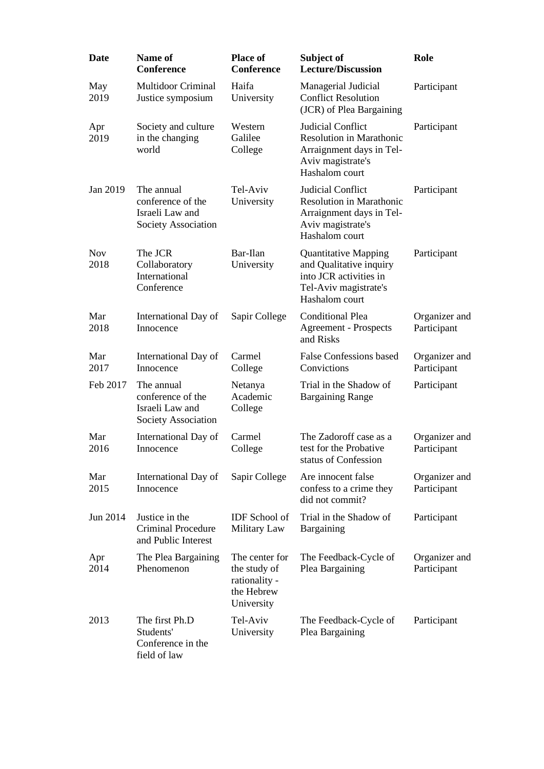| Date | Name of Conference | Place of Conference | Subject of Lecture/Discussion | Role |
|---|---|---|---|---|
| May 2019 | Multidoor Criminal Justice symposium | Haifa University | Managerial Judicial Conflict Resolution (JCR) of Plea Bargaining | Participant |
| Apr 2019 | Society and culture in the changing world | Western Galilee College | Judicial Conflict Resolution in Marathonic Arraignment days in Tel-Aviv magistrate's Hashalom court | Participant |
| Jan 2019 | The annual conference of the Israeli Law and Society Association | Tel-Aviv University | Judicial Conflict Resolution in Marathonic Arraignment days in Tel-Aviv magistrate's Hashalom court | Participant |
| Nov 2018 | The JCR Collaboratory International Conference | Bar-Ilan University | Quantitative Mapping and Qualitative inquiry into JCR activities in Tel-Aviv magistrate's Hashalom court | Participant |
| Mar 2018 | International Day of Innocence | Sapir College | Conditional Plea Agreement - Prospects and Risks | Organizer and Participant |
| Mar 2017 | International Day of Innocence | Carmel College | False Confessions based Convictions | Organizer and Participant |
| Feb 2017 | The annual conference of the Israeli Law and Society Association | Netanya Academic College | Trial in the Shadow of Bargaining Range | Participant |
| Mar 2016 | International Day of Innocence | Carmel College | The Zadoroff case as a test for the Probative status of Confession | Organizer and Participant |
| Mar 2015 | International Day of Innocence | Sapir College | Are innocent false confess to a crime they did not commit? | Organizer and Participant |
| Jun 2014 | Justice in the Criminal Procedure and Public Interest | IDF School of Military Law | Trial in the Shadow of Bargaining | Participant |
| Apr 2014 | The Plea Bargaining Phenomenon | The center for the study of rationality - the Hebrew University | The Feedback-Cycle of Plea Bargaining | Organizer and Participant |
| 2013 | The first Ph.D Students' Conference in the field of law | Tel-Aviv University | The Feedback-Cycle of Plea Bargaining | Participant |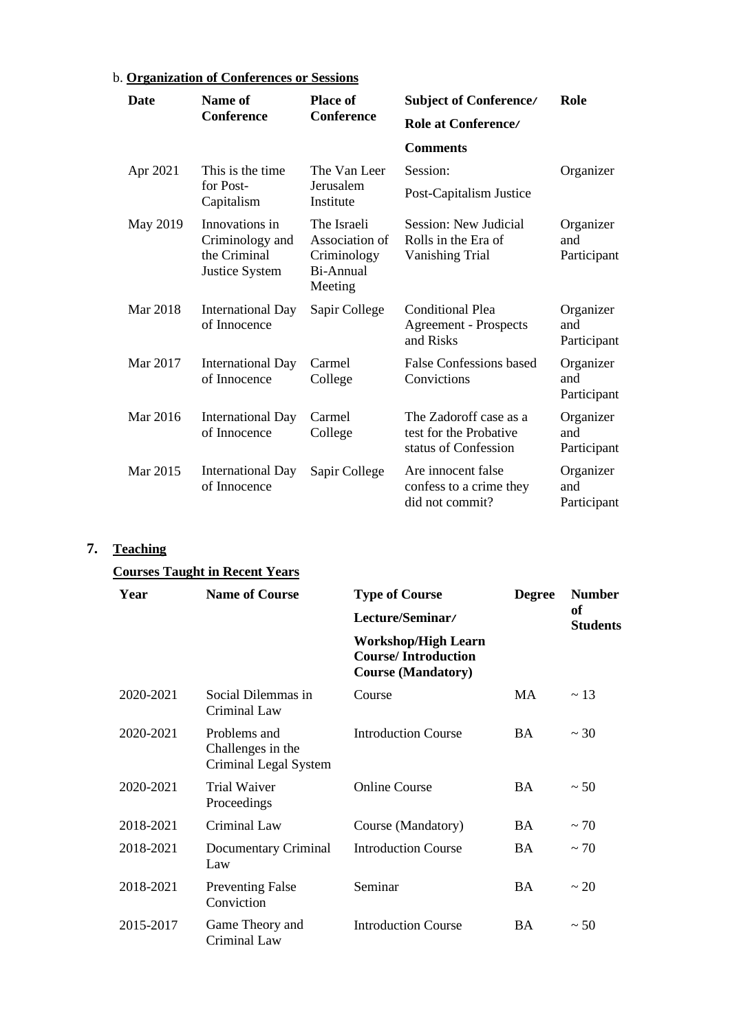b. **Organization of Conferences or Sessions**

| Date | Name of Conference | Place of Conference | Subject of Conference/ Role at Conference/ Comments | Role |
|---|---|---|---|---|
| Apr 2021 | This is the time for Post-Capitalism | The Van Leer Jerusalem Institute | Session: Post-Capitalism Justice | Organizer |
| May 2019 | Innovations in Criminology and the Criminal Justice System | The Israeli Association of Criminology Bi-Annual Meeting | Session: New Judicial Rolls in the Era of Vanishing Trial | Organizer and Participant |
| Mar 2018 | International Day of Innocence | Sapir College | Conditional Plea Agreement - Prospects and Risks | Organizer and Participant |
| Mar 2017 | International Day of Innocence | Carmel College | False Confessions based Convictions | Organizer and Participant |
| Mar 2016 | International Day of Innocence | Carmel College | The Zadoroff case as a test for the Probative status of Confession | Organizer and Participant |
| Mar 2015 | International Day of Innocence | Sapir College | Are innocent false confess to a crime they did not commit? | Organizer and Participant |

## 7. Teaching

**Courses Taught in Recent Years**

| Year | Name of Course | Type of Course Lecture/Seminar/ Workshop/High Learn Course/ Introduction Course (Mandatory) | Degree | Number of Students |
|---|---|---|---|---|
| 2020-2021 | Social Dilemmas in Criminal Law | Course | MA | ~ 13 |
| 2020-2021 | Problems and Challenges in the Criminal Legal System | Introduction Course | BA | ~ 30 |
| 2020-2021 | Trial Waiver Proceedings | Online Course | BA | ~ 50 |
| 2018-2021 | Criminal Law | Course (Mandatory) | BA | ~ 70 |
| 2018-2021 | Documentary Criminal Law | Introduction Course | BA | ~ 70 |
| 2018-2021 | Preventing False Conviction | Seminar | BA | ~ 20 |
| 2015-2017 | Game Theory and Criminal Law | Introduction Course | BA | ~ 50 |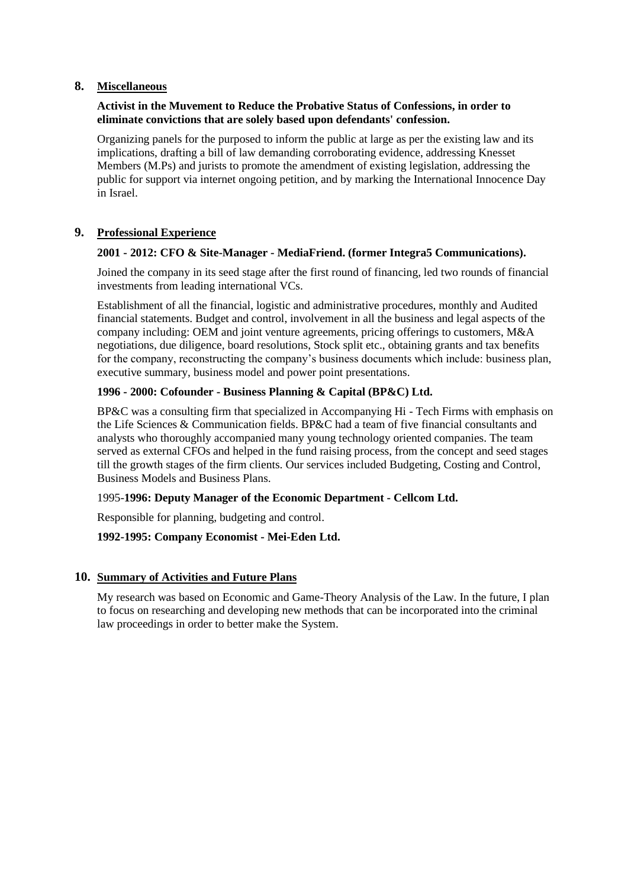## 8. Miscellaneous

**Activist in the Muvement to Reduce the Probative Status of Confessions, in order to eliminate convictions that are solely based upon defendants' confession.**

Organizing panels for the purposed to inform the public at large as per the existing law and its implications, drafting a bill of law demanding corroborating evidence, addressing Knesset Members (M.Ps) and jurists to promote the amendment of existing legislation, addressing the public for support via internet ongoing petition, and by marking the International Innocence Day in Israel.

## 9. Professional Experience

**2001 - 2012: CFO & Site-Manager - MediaFriend. (former Integra5 Communications).**

Joined the company in its seed stage after the first round of financing, led two rounds of financial investments from leading international VCs.

Establishment of all the financial, logistic and administrative procedures, monthly and Audited financial statements. Budget and control, involvement in all the business and legal aspects of the company including: OEM and joint venture agreements, pricing offerings to customers, M&A negotiations, due diligence, board resolutions, Stock split etc., obtaining grants and tax benefits for the company, reconstructing the company's business documents which include: business plan, executive summary, business model and power point presentations.

**1996 - 2000: Cofounder - Business Planning & Capital (BP&C) Ltd.**

BP&C was a consulting firm that specialized in Accompanying Hi - Tech Firms with emphasis on the Life Sciences & Communication fields. BP&C had a team of five financial consultants and analysts who thoroughly accompanied many young technology oriented companies. The team served as external CFOs and helped in the fund raising process, from the concept and seed stages till the growth stages of the firm clients. Our services included Budgeting, Costing and Control, Business Models and Business Plans.

1995-**1996: Deputy Manager of the Economic Department - Cellcom Ltd.**

Responsible for planning, budgeting and control.

**1992-1995: Company Economist - Mei-Eden Ltd.**

## 10. Summary of Activities and Future Plans

My research was based on Economic and Game-Theory Analysis of the Law. In the future, I plan to focus on researching and developing new methods that can be incorporated into the criminal law proceedings in order to better make the System.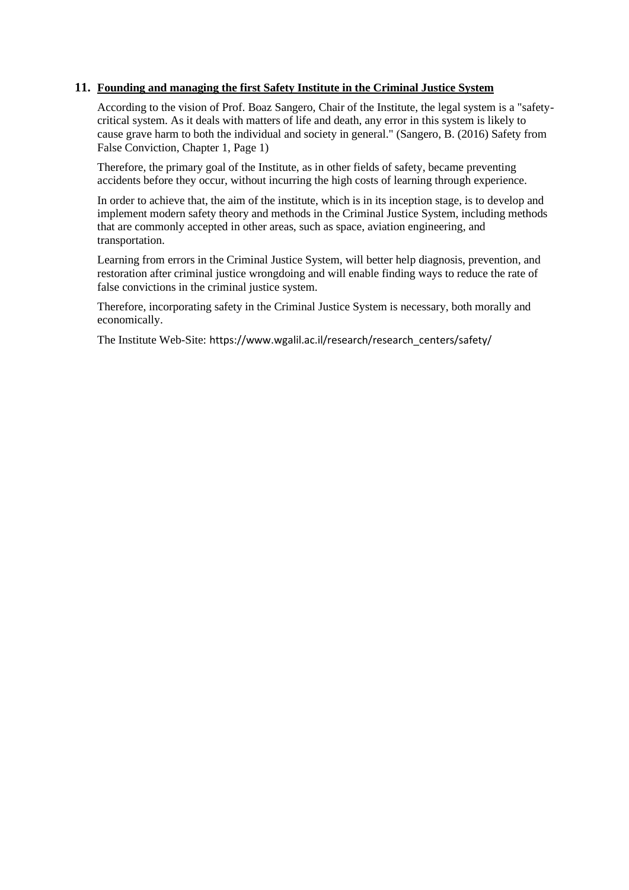**11. <u>Founding and managing the first Safety Institute in the Criminal Justice System</u>**

According to the vision of Prof. Boaz Sangero, Chair of the Institute, the legal system is a "safety-critical system. As it deals with matters of life and death, any error in this system is likely to cause grave harm to both the individual and society in general." (Sangero, B. (2016) Safety from False Conviction, Chapter 1, Page 1)

Therefore, the primary goal of the Institute, as in other fields of safety, became preventing accidents before they occur, without incurring the high costs of learning through experience.

In order to achieve that, the aim of the institute, which is in its inception stage, is to develop and implement modern safety theory and methods in the Criminal Justice System, including methods that are commonly accepted in other areas, such as space, aviation engineering, and transportation.

Learning from errors in the Criminal Justice System, will better help diagnosis, prevention, and restoration after criminal justice wrongdoing and will enable finding ways to reduce the rate of false convictions in the criminal justice system.

Therefore, incorporating safety in the Criminal Justice System is necessary, both morally and economically.

The Institute Web-Site: https://www.wgalil.ac.il/research/research_centers/safety/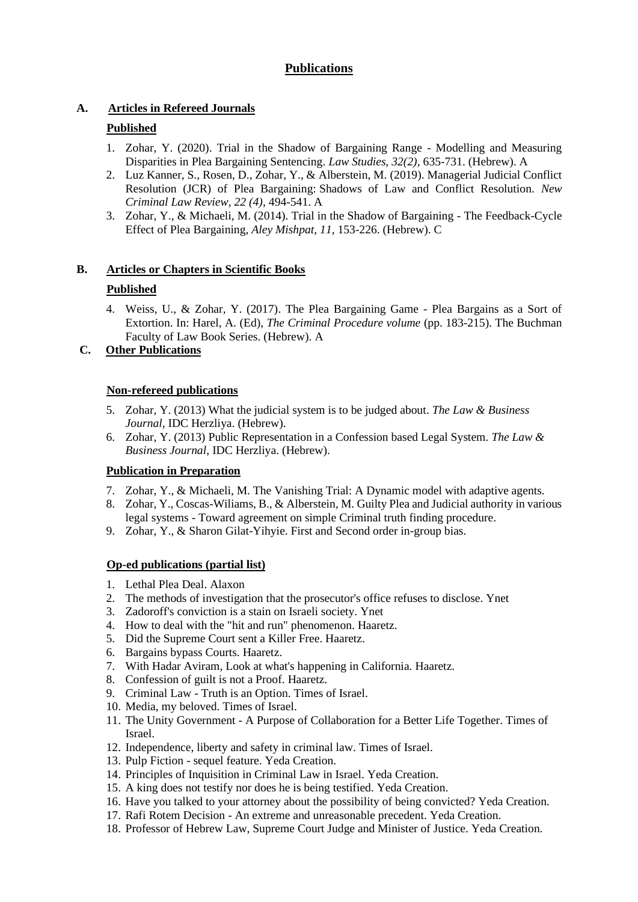# Publications

## A. Articles in Refereed Journals

### Published

1. Zohar, Y. (2020). Trial in the Shadow of Bargaining Range - Modelling and Measuring Disparities in Plea Bargaining Sentencing. *Law Studies, 32(2)*, 635-731. (Hebrew). A
2. Luz Kanner, S., Rosen, D., Zohar, Y., & Alberstein, M. (2019). Managerial Judicial Conflict Resolution (JCR) of Plea Bargaining: Shadows of Law and Conflict Resolution. *New Criminal Law Review, 22 (4)*, 494-541. A
3. Zohar, Y., & Michaeli, M. (2014). Trial in the Shadow of Bargaining - The Feedback-Cycle Effect of Plea Bargaining, *Aley Mishpat, 11*, 153-226. (Hebrew). C

## B. Articles or Chapters in Scientific Books

### Published

4. Weiss, U., & Zohar, Y. (2017). The Plea Bargaining Game - Plea Bargains as a Sort of Extortion. In: Harel, A. (Ed), *The Criminal Procedure volume* (pp. 183-215). The Buchman Faculty of Law Book Series. (Hebrew). A

## C. Other Publications

### Non-refereed publications

5. Zohar, Y. (2013) What the judicial system is to be judged about. *The Law & Business Journal*, IDC Herzliya. (Hebrew).
6. Zohar, Y. (2013) Public Representation in a Confession based Legal System. *The Law & Business Journal*, IDC Herzliya. (Hebrew).

### Publication in Preparation

7. Zohar, Y., & Michaeli, M. The Vanishing Trial: A Dynamic model with adaptive agents.
8. Zohar, Y., Coscas-Wiliams, B., & Alberstein, M. Guilty Plea and Judicial authority in various legal systems - Toward agreement on simple Criminal truth finding procedure.
9. Zohar, Y., & Sharon Gilat-Yihyie. First and Second order in-group bias.

### Op-ed publications (partial list)

1. Lethal Plea Deal. Alaxon
2. The methods of investigation that the prosecutor's office refuses to disclose. Ynet
3. Zadoroff's conviction is a stain on Israeli society. Ynet
4. How to deal with the "hit and run" phenomenon. Haaretz.
5. Did the Supreme Court sent a Killer Free. Haaretz.
6. Bargains bypass Courts. Haaretz.
7. With Hadar Aviram, Look at what's happening in California. Haaretz.
8. Confession of guilt is not a Proof. Haaretz.
9. Criminal Law - Truth is an Option. Times of Israel.
10. Media, my beloved. Times of Israel.
11. The Unity Government - A Purpose of Collaboration for a Better Life Together. Times of Israel.
12. Independence, liberty and safety in criminal law. Times of Israel.
13. Pulp Fiction - sequel feature. Yeda Creation.
14. Principles of Inquisition in Criminal Law in Israel. Yeda Creation.
15. A king does not testify nor does he is being testified. Yeda Creation.
16. Have you talked to your attorney about the possibility of being convicted? Yeda Creation.
17. Rafi Rotem Decision - An extreme and unreasonable precedent. Yeda Creation.
18. Professor of Hebrew Law, Supreme Court Judge and Minister of Justice. Yeda Creation.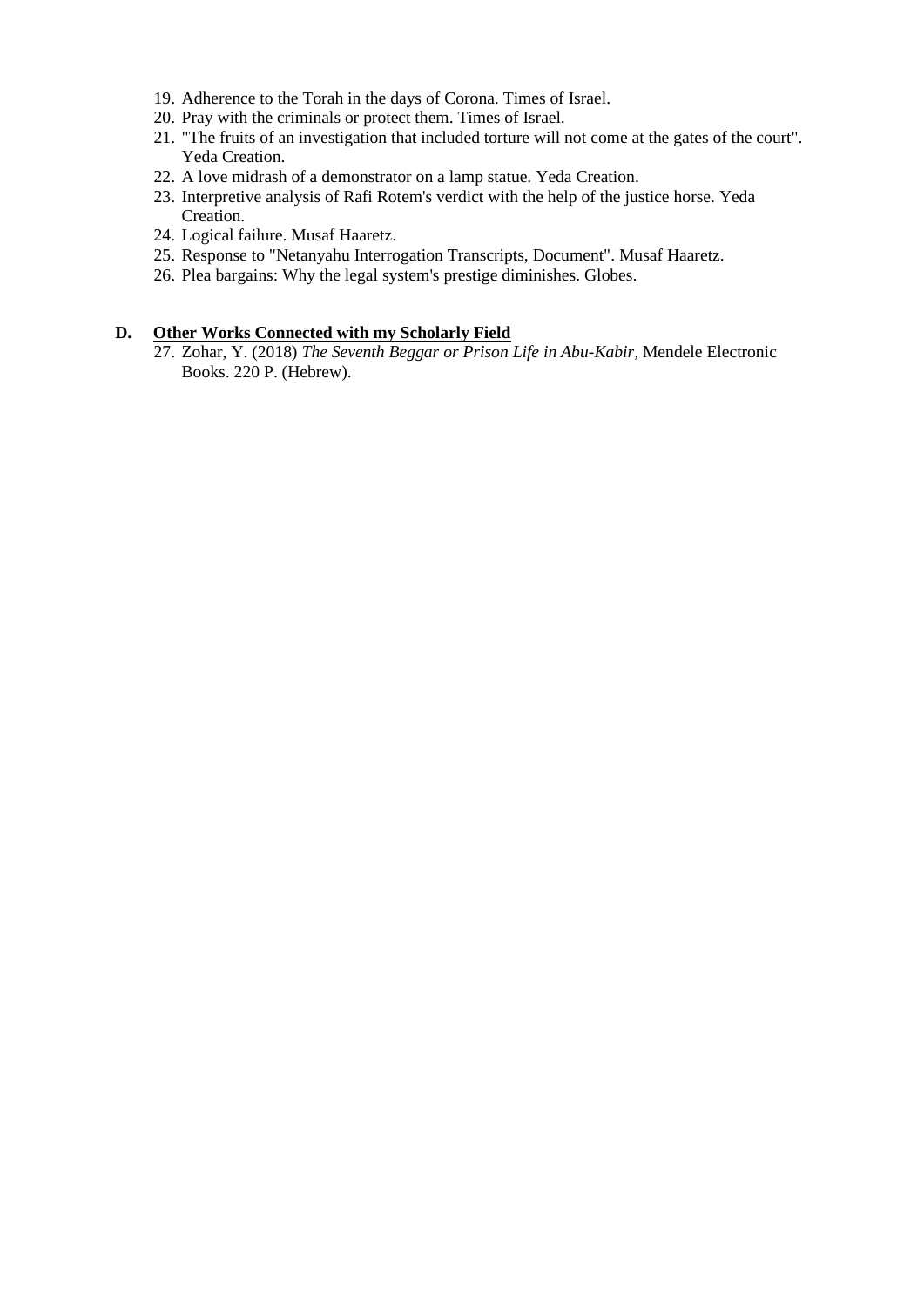19. Adherence to the Torah in the days of Corona. Times of Israel.
20. Pray with the criminals or protect them. Times of Israel.
21. "The fruits of an investigation that included torture will not come at the gates of the court". Yeda Creation.
22. A love midrash of a demonstrator on a lamp statue. Yeda Creation.
23. Interpretive analysis of Rafi Rotem's verdict with the help of the justice horse. Yeda Creation.
24. Logical failure. Musaf Haaretz.
25. Response to "Netanyahu Interrogation Transcripts, Document". Musaf Haaretz.
26. Plea bargains: Why the legal system's prestige diminishes. Globes.

### D. <u>Other Works Connected with my Scholarly Field</u>

27. Zohar, Y. (2018) *The Seventh Beggar or Prison Life in Abu-Kabir*, Mendele Electronic Books. 220 P. (Hebrew).